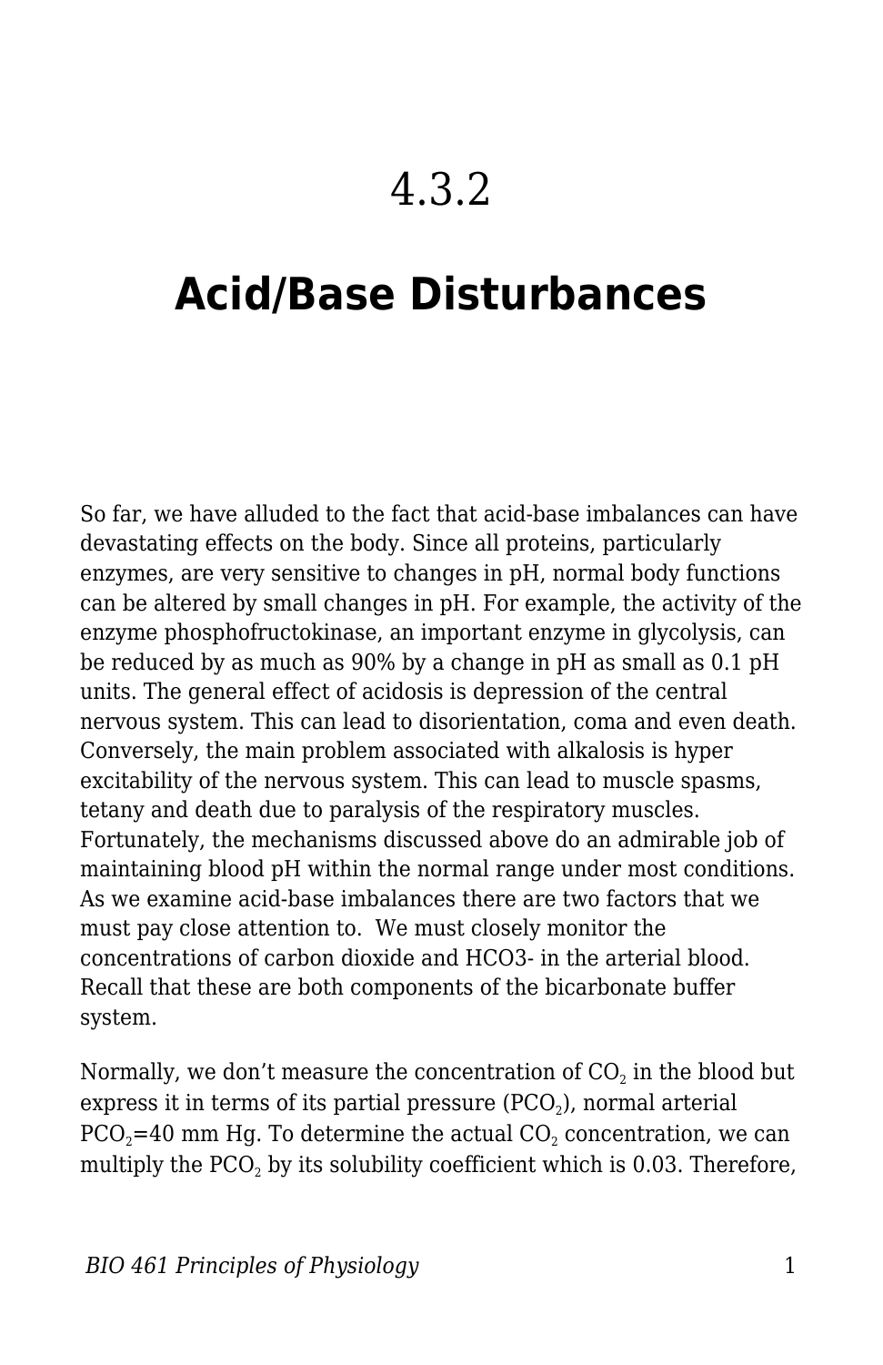# 4.3.2

## Acid/Base Disturbances

So far, we have alluded to the fact that acid-base imbalances can have devastating effects on the body. Since all proteins, particularly enzymes, are very sensitive to changes in pH, normal body functions can be altered by small changes in pH. For example, the activity of the enzyme phosphofructokinase, an important enzyme in glycolysis, can be reduced by as much as 90% by a change in pH as small as 0.1 pH units. The general effect of acidosis is depression of the central nervous system. This can lead to disorientation, coma and even death. Conversely, the main problem associated with alkalosis is hyper excitability of the nervous system. This can lead to muscle spasms, tetany and death due to paralysis of the respiratory muscles. Fortunately, the mechanisms discussed above do an admirable job of maintaining blood pH within the normal range under most conditions. As we examine acid-base imbalances there are two factors that we must pay close attention to. We must closely monitor the concentrations of carbon dioxide and HCO3- in the arterial blood. Recall that these are both components of the bicarbonate buffer system.

Normally, we don't measure the concentration of $CO_2$ in the blood but express it in terms of its partial pressure ($PCO_2$), normal arterial $PCO_2$=40 mm Hg. To determine the actual $CO_2$ concentration, we can multiply the $PCO_2$ by its solubility coefficient which is 0.03. Therefore,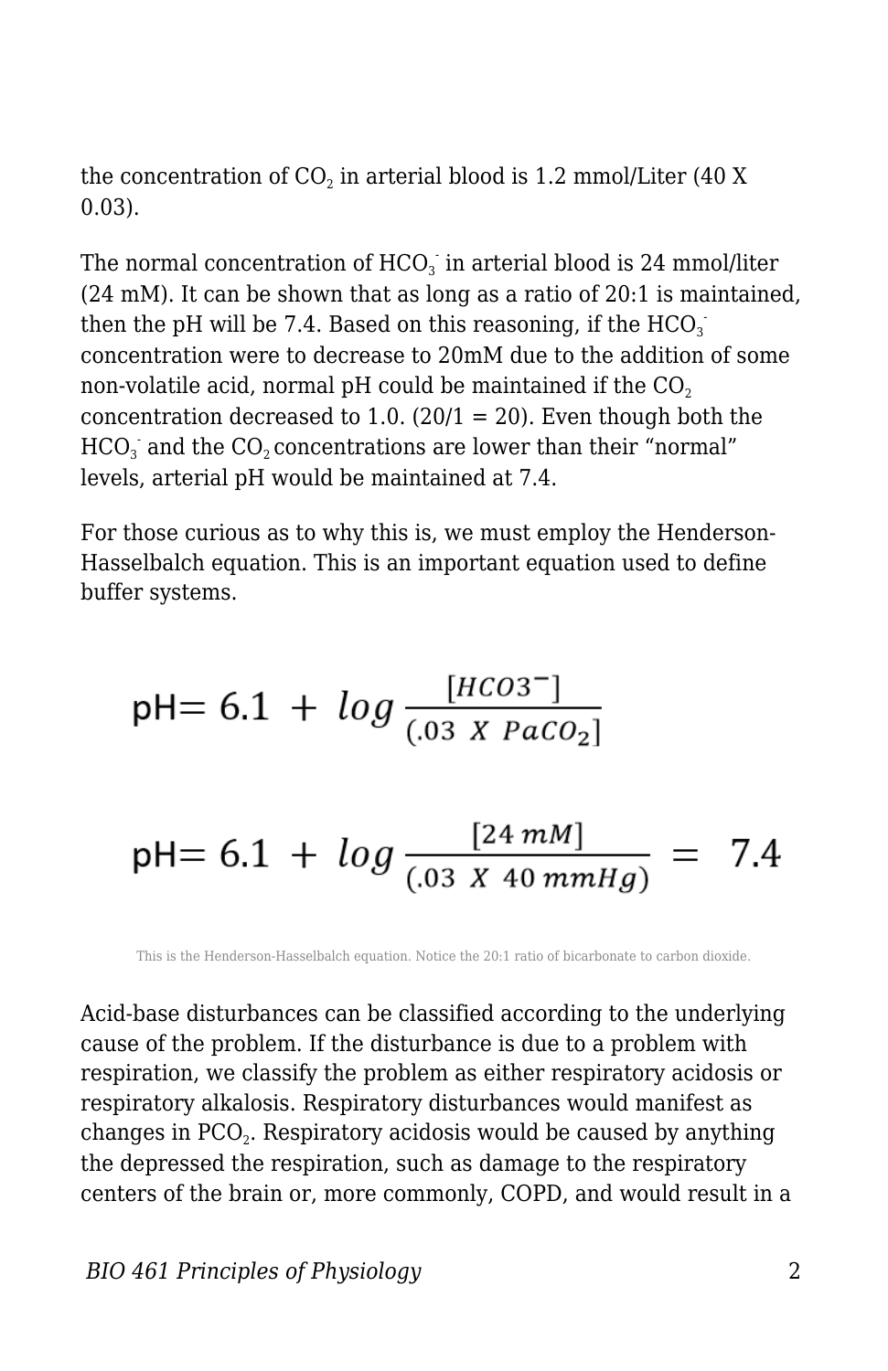the concentration of $CO_2$ in arterial blood is 1.2 mmol/Liter (40 X 0.03).

The normal concentration of $HCO_3^-$ in arterial blood is 24 mmol/liter (24 mM). It can be shown that as long as a ratio of 20:1 is maintained, then the pH will be 7.4. Based on this reasoning, if the $HCO_3^-$ concentration were to decrease to 20mM due to the addition of some non-volatile acid, normal pH could be maintained if the $CO_2$ concentration decreased to 1.0. (20/1 = 20). Even though both the $HCO_3^-$ and the $CO_2$ concentrations are lower than their "normal" levels, arterial pH would be maintained at 7.4.

For those curious as to why this is, we must employ the Henderson-Hasselbalch equation. This is an important equation used to define buffer systems.

$$\text{pH} = 6.1 + \log \frac{[HCO3^-]}{(.03\ X\ PaCO_2]}$$

$$\text{pH} = 6.1 + \log \frac{[24\ mM]}{(.03\ X\ 40\ mmHg)} = 7.4$$

This is the Henderson-Hasselbalch equation. Notice the 20:1 ratio of bicarbonate to carbon dioxide.

Acid-base disturbances can be classified according to the underlying cause of the problem. If the disturbance is due to a problem with respiration, we classify the problem as either respiratory acidosis or respiratory alkalosis. Respiratory disturbances would manifest as changes in $PCO_2$. Respiratory acidosis would be caused by anything the depressed the respiration, such as damage to the respiratory centers of the brain or, more commonly, COPD, and would result in a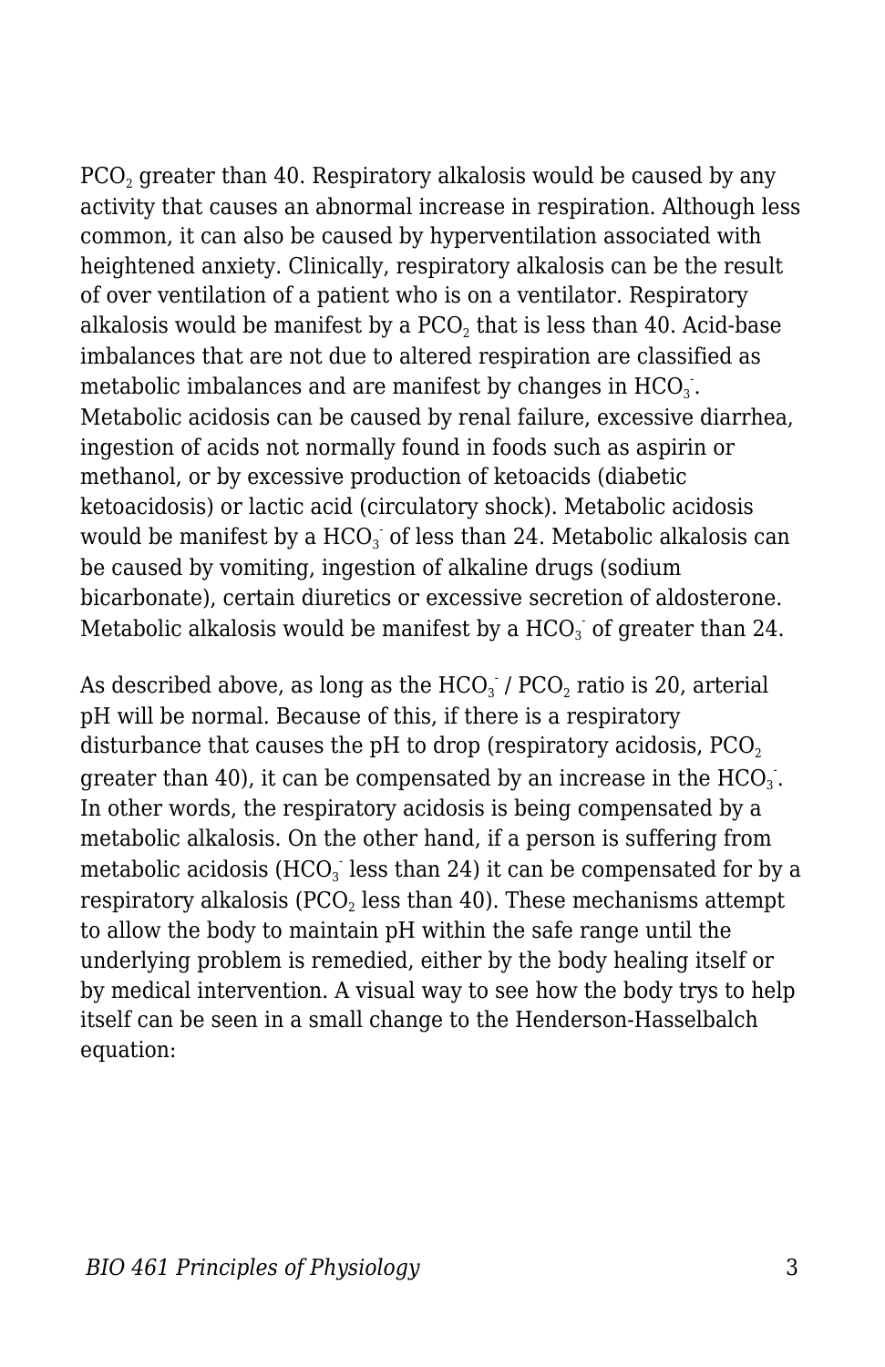$PCO_2$ greater than 40. Respiratory alkalosis would be caused by any activity that causes an abnormal increase in respiration. Although less common, it can also be caused by hyperventilation associated with heightened anxiety. Clinically, respiratory alkalosis can be the result of over ventilation of a patient who is on a ventilator. Respiratory alkalosis would be manifest by a $PCO_2$ that is less than 40. Acid-base imbalances that are not due to altered respiration are classified as metabolic imbalances and are manifest by changes in $HCO_3^-$. Metabolic acidosis can be caused by renal failure, excessive diarrhea, ingestion of acids not normally found in foods such as aspirin or methanol, or by excessive production of ketoacids (diabetic ketoacidosis) or lactic acid (circulatory shock). Metabolic acidosis would be manifest by a $HCO_3^-$ of less than 24. Metabolic alkalosis can be caused by vomiting, ingestion of alkaline drugs (sodium bicarbonate), certain diuretics or excessive secretion of aldosterone. Metabolic alkalosis would be manifest by a $HCO_3^-$ of greater than 24.

As described above, as long as the $HCO_3^-$ / $PCO_2$ ratio is 20, arterial pH will be normal. Because of this, if there is a respiratory disturbance that causes the pH to drop (respiratory acidosis, $PCO_2$ greater than 40), it can be compensated by an increase in the $HCO_3^-$. In other words, the respiratory acidosis is being compensated by a metabolic alkalosis. On the other hand, if a person is suffering from metabolic acidosis ($HCO_3^-$ less than 24) it can be compensated for by a respiratory alkalosis ($PCO_2$ less than 40). These mechanisms attempt to allow the body to maintain pH within the safe range until the underlying problem is remedied, either by the body healing itself or by medical intervention. A visual way to see how the body trys to help itself can be seen in a small change to the Henderson-Hasselbalch equation: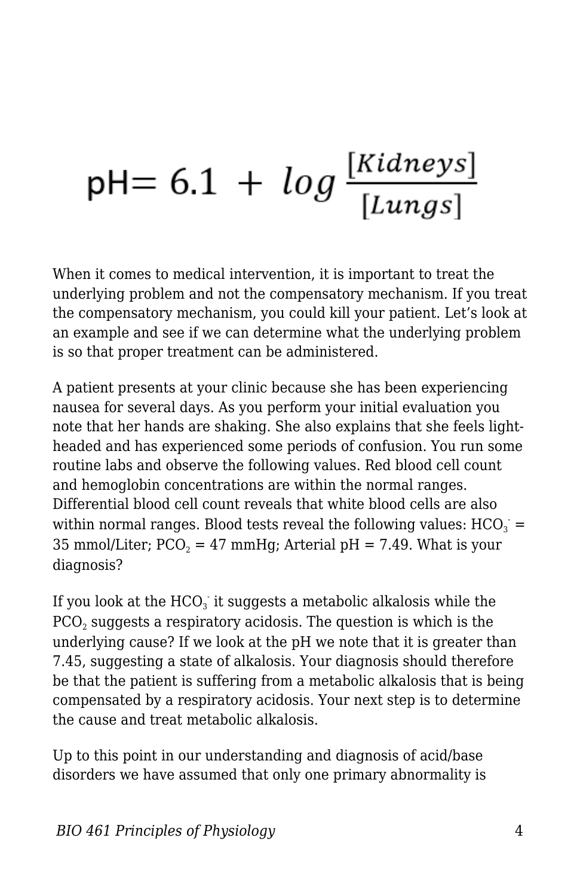$$pH = 6.1 + log \frac{[Kidneys]}{[Lungs]}$$

When it comes to medical intervention, it is important to treat the underlying problem and not the compensatory mechanism. If you treat the compensatory mechanism, you could kill your patient. Let's look at an example and see if we can determine what the underlying problem is so that proper treatment can be administered.

A patient presents at your clinic because she has been experiencing nausea for several days. As you perform your initial evaluation you note that her hands are shaking. She also explains that she feels light-headed and has experienced some periods of confusion. You run some routine labs and observe the following values. Red blood cell count and hemoglobin concentrations are within the normal ranges. Differential blood cell count reveals that white blood cells are also within normal ranges. Blood tests reveal the following values: $HCO_3^-$ = 35 mmol/Liter; $PCO_2$ = 47 mmHg; Arterial pH = 7.49. What is your diagnosis?

If you look at the $HCO_3^-$ it suggests a metabolic alkalosis while the $PCO_2$ suggests a respiratory acidosis. The question is which is the underlying cause? If we look at the pH we note that it is greater than 7.45, suggesting a state of alkalosis. Your diagnosis should therefore be that the patient is suffering from a metabolic alkalosis that is being compensated by a respiratory acidosis. Your next step is to determine the cause and treat metabolic alkalosis.

Up to this point in our understanding and diagnosis of acid/base disorders we have assumed that only one primary abnormality is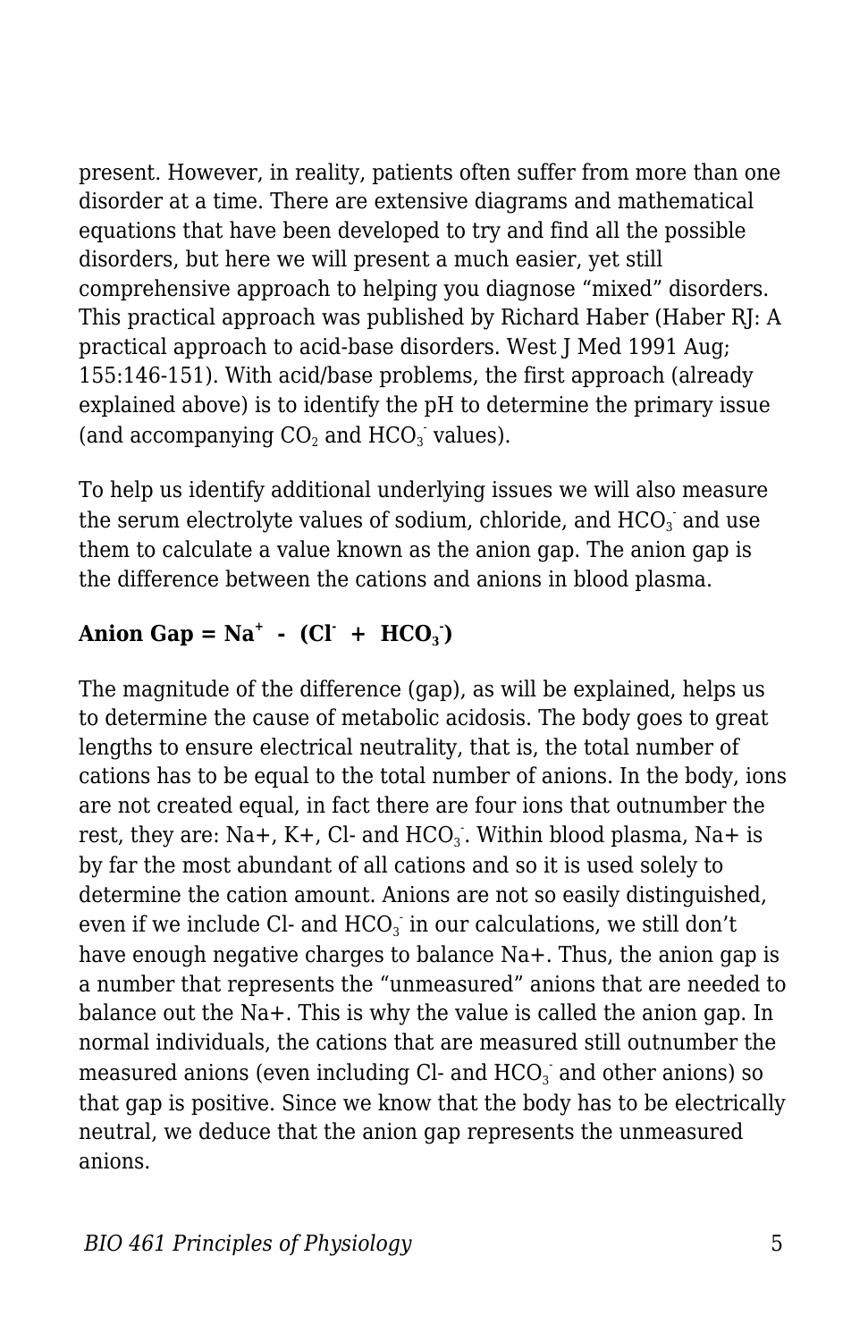present. However, in reality, patients often suffer from more than one disorder at a time. There are extensive diagrams and mathematical equations that have been developed to try and find all the possible disorders, but here we will present a much easier, yet still comprehensive approach to helping you diagnose “mixed” disorders. This practical approach was published by Richard Haber (Haber RJ: A practical approach to acid-base disorders. West J Med 1991 Aug; 155:146-151). With acid/base problems, the first approach (already explained above) is to identify the pH to determine the primary issue (and accompanying $CO_2$ and $HCO_3^-$ values).

To help us identify additional underlying issues we will also measure the serum electrolyte values of sodium, chloride, and $HCO_3^-$ and use them to calculate a value known as the anion gap. The anion gap is the difference between the cations and anions in blood plasma.

**Anion Gap =** $Na^+ - (Cl^- + HCO_3^-)$

The magnitude of the difference (gap), as will be explained, helps us to determine the cause of metabolic acidosis. The body goes to great lengths to ensure electrical neutrality, that is, the total number of cations has to be equal to the total number of anions. In the body, ions are not created equal, in fact there are four ions that outnumber the rest, they are: Na+, K+, Cl- and $HCO_3^-$. Within blood plasma, Na+ is by far the most abundant of all cations and so it is used solely to determine the cation amount. Anions are not so easily distinguished, even if we include Cl- and $HCO_3^-$ in our calculations, we still don’t have enough negative charges to balance Na+. Thus, the anion gap is a number that represents the “unmeasured” anions that are needed to balance out the Na+. This is why the value is called the anion gap. In normal individuals, the cations that are measured still outnumber the measured anions (even including Cl- and $HCO_3^-$ and other anions) so that gap is positive. Since we know that the body has to be electrically neutral, we deduce that the anion gap represents the unmeasured anions.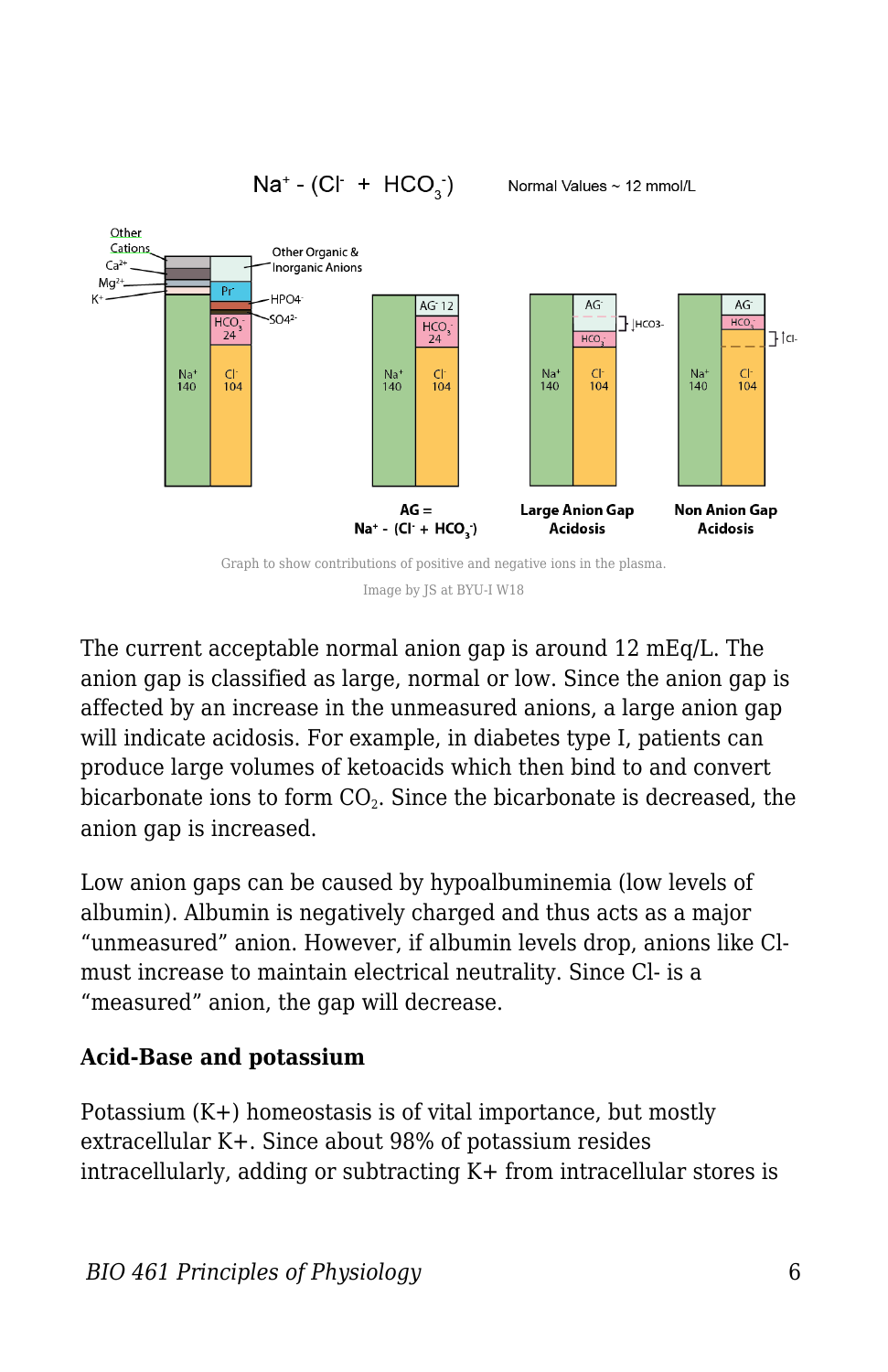$Na^+ - (Cl^- + HCO_3^-)$ Normal Values ~ 12 mmol/L

Other Cations

$Ca^{2+}$

$Mg^{2+}$

$K^+$

Other Organic & Inorganic Anions

Pr-

HPO4-

SO42-

$HCO_3^-$ 24

$Na^+$ 140

$Cl^-$ 104

AG- 12

$HCO_3^-$ 24

$Na^+$ 140

$Cl^-$ 104

AG-

↓HCO3-

$HCO_3^-$

$Na^+$ 140

$Cl^-$ 104

AG-

$HCO_3^-$

↑Cl-

$Na^+$ 140

$Cl^-$ 104

**AG =**
**$Na^+ - (Cl^- + HCO_3^-)$**

**Large Anion Gap Acidosis**

**Non Anion Gap Acidosis**

Graph to show contributions of positive and negative ions in the plasma.

Image by JS at BYU-I W18

The current acceptable normal anion gap is around 12 mEq/L. The anion gap is classified as large, normal or low. Since the anion gap is affected by an increase in the unmeasured anions, a large anion gap will indicate acidosis. For example, in diabetes type I, patients can produce large volumes of ketoacids which then bind to and convert bicarbonate ions to form $CO_2$. Since the bicarbonate is decreased, the anion gap is increased.

Low anion gaps can be caused by hypoalbuminemia (low levels of albumin). Albumin is negatively charged and thus acts as a major “unmeasured” anion. However, if albumin levels drop, anions like Cl- must increase to maintain electrical neutrality. Since Cl- is a “measured” anion, the gap will decrease.

### Acid-Base and potassium

Potassium (K+) homeostasis is of vital importance, but mostly extracellular K+. Since about 98% of potassium resides intracellularly, adding or subtracting K+ from intracellular stores is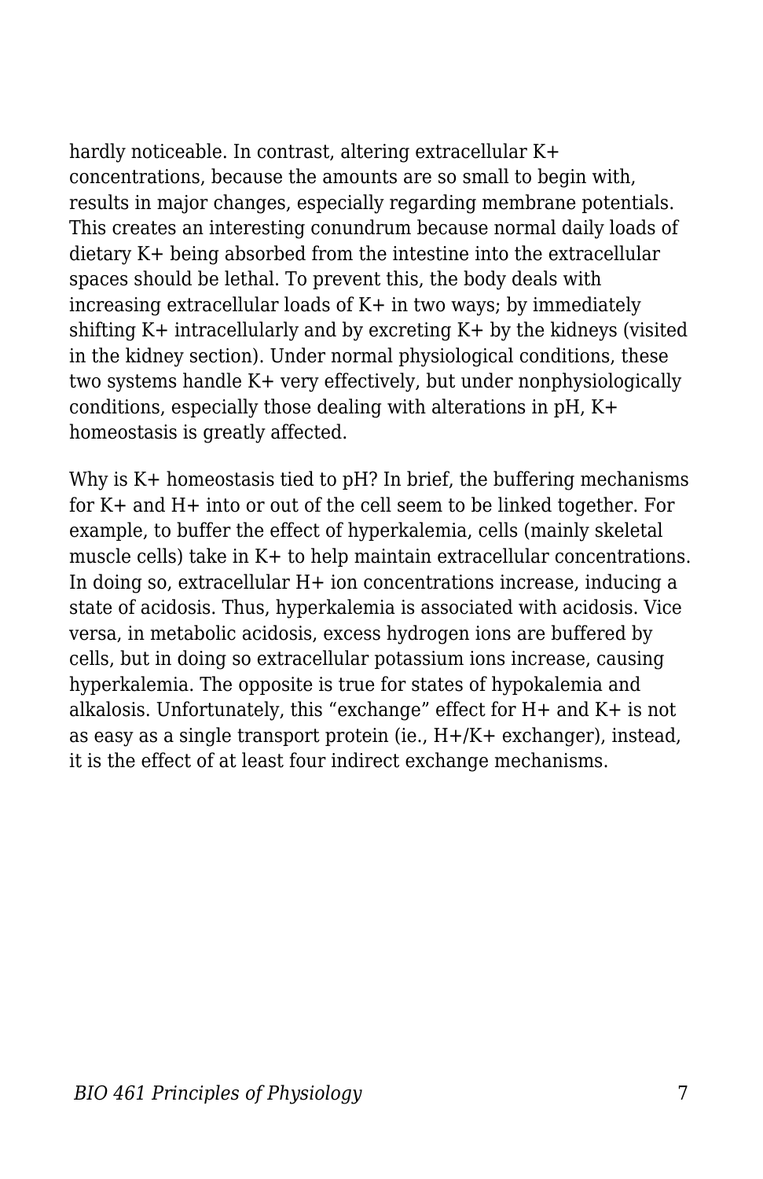hardly noticeable. In contrast, altering extracellular $K^+$ concentrations, because the amounts are so small to begin with, results in major changes, especially regarding membrane potentials. This creates an interesting conundrum because normal daily loads of dietary $K^+$ being absorbed from the intestine into the extracellular spaces should be lethal. To prevent this, the body deals with increasing extracellular loads of $K^+$ in two ways; by immediately shifting $K^+$ intracellularly and by excreting $K^+$ by the kidneys (visited in the kidney section). Under normal physiological conditions, these two systems handle $K^+$ very effectively, but under nonphysiologically conditions, especially those dealing with alterations in pH, $K^+$ homeostasis is greatly affected.

Why is $K^+$ homeostasis tied to pH? In brief, the buffering mechanisms for $K^+$ and $H^+$ into or out of the cell seem to be linked together. For example, to buffer the effect of hyperkalemia, cells (mainly skeletal muscle cells) take in $K^+$ to help maintain extracellular concentrations. In doing so, extracellular $H^+$ ion concentrations increase, inducing a state of acidosis. Thus, hyperkalemia is associated with acidosis. Vice versa, in metabolic acidosis, excess hydrogen ions are buffered by cells, but in doing so extracellular potassium ions increase, causing hyperkalemia. The opposite is true for states of hypokalemia and alkalosis. Unfortunately, this "exchange" effect for $H^+$ and $K^+$ is not as easy as a single transport protein (ie., $H^+/K^+$ exchanger), instead, it is the effect of at least four indirect exchange mechanisms.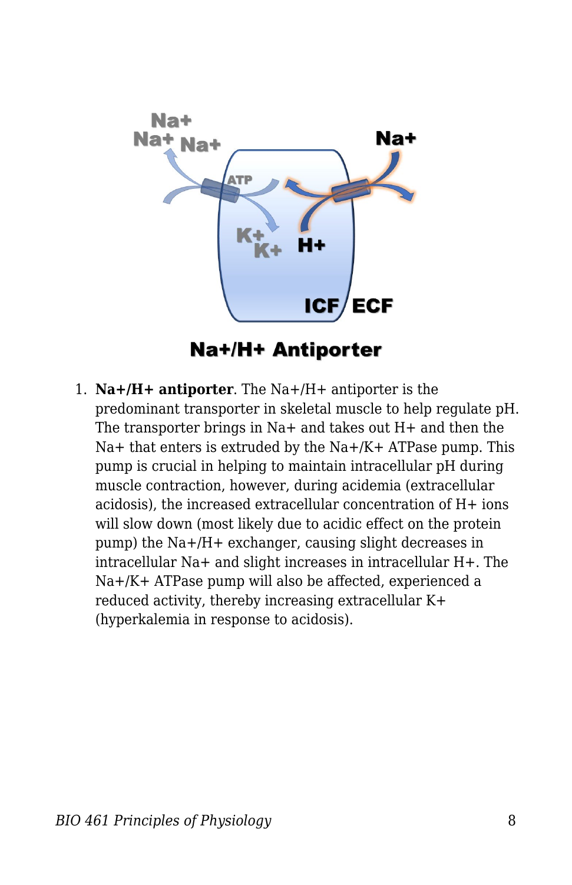Na+

Na+ Na+

ATP

K+

K+

H+

Na+

ICF

ECF

Na+/H+ Antiporter

1. **Na+/H+ antiporter**. The Na+/H+ antiporter is the predominant transporter in skeletal muscle to help regulate pH. The transporter brings in Na+ and takes out H+ and then the Na+ that enters is extruded by the Na+/K+ ATPase pump. This pump is crucial in helping to maintain intracellular pH during muscle contraction, however, during acidemia (extracellular acidosis), the increased extracellular concentration of H+ ions will slow down (most likely due to acidic effect on the protein pump) the Na+/H+ exchanger, causing slight decreases in intracellular Na+ and slight increases in intracellular H+. The Na+/K+ ATPase pump will also be affected, experienced a reduced activity, thereby increasing extracellular K+ (hyperkalemia in response to acidosis).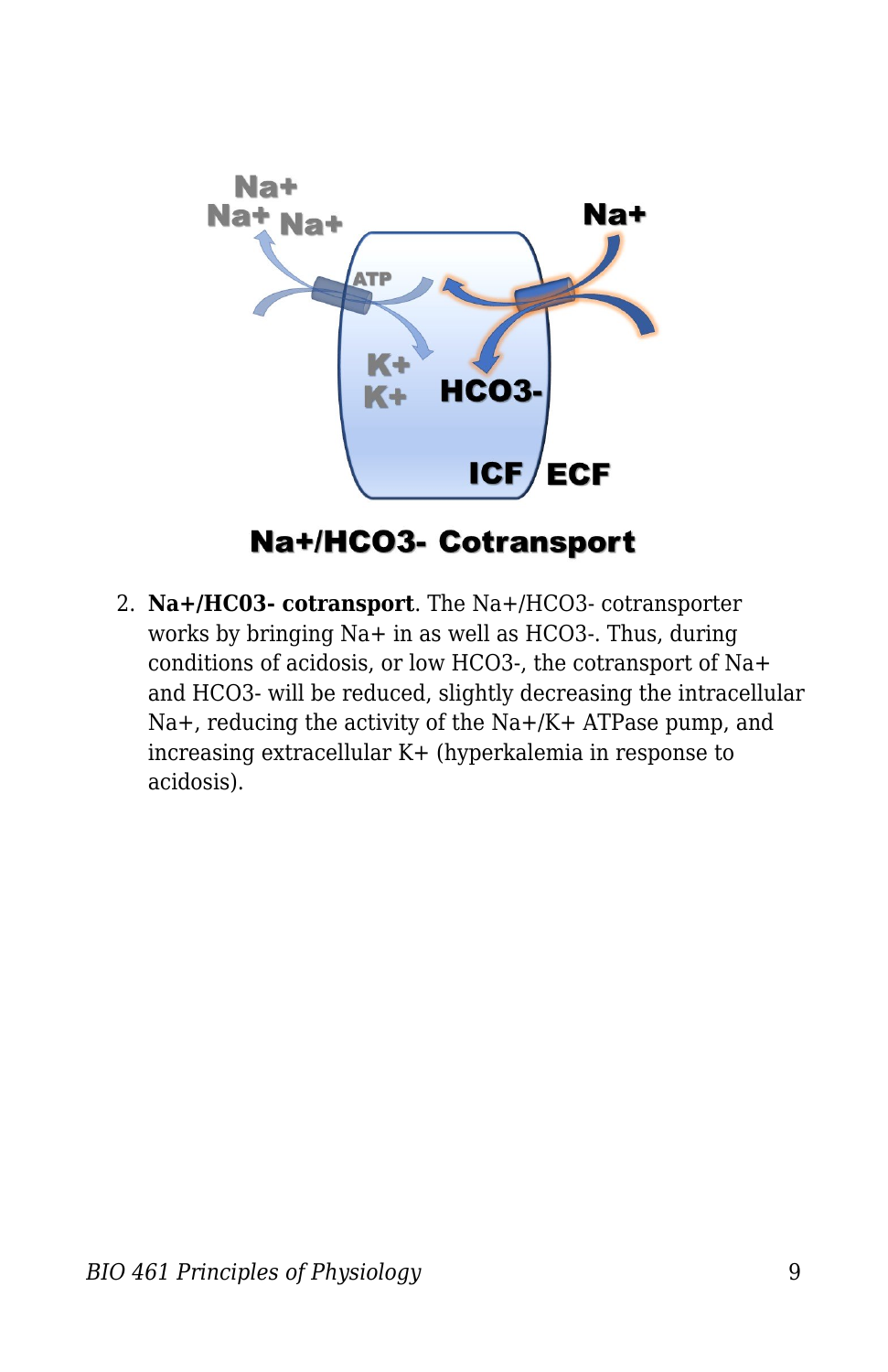Na+
Na+ Na+
ATP
K+
K+
HCO3-
Na+
ICF
ECF

**Na+/HCO3- Cotransport**

2. **Na+/HC03- cotransport**. The Na+/HCO3- cotransporter works by bringing Na+ in as well as HCO3-. Thus, during conditions of acidosis, or low HCO3-, the cotransport of Na+ and HCO3- will be reduced, slightly decreasing the intracellular Na+, reducing the activity of the Na+/K+ ATPase pump, and increasing extracellular K+ (hyperkalemia in response to acidosis).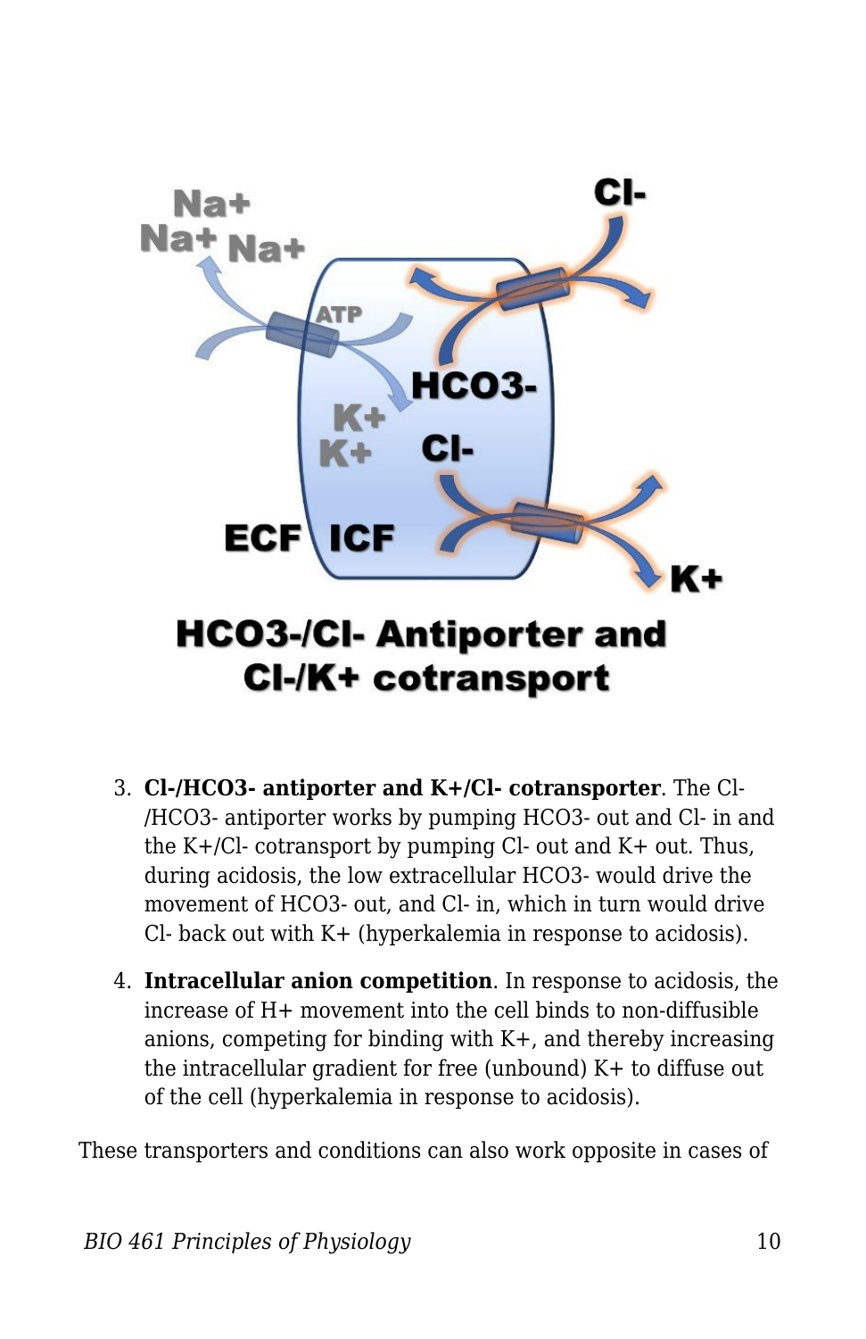**HCO3-/Cl- Antiporter and Cl-/K+ cotransport**

3. **Cl-/HCO3- antiporter and K+/Cl- cotransporter**. The Cl-/HCO3- antiporter works by pumping HCO3- out and Cl- in and the K+/Cl- cotransport by pumping Cl- out and K+ out. Thus, during acidosis, the low extracellular HCO3- would drive the movement of HCO3- out, and Cl- in, which in turn would drive Cl- back out with K+ (hyperkalemia in response to acidosis).
4. **Intracellular anion competition**. In response to acidosis, the increase of H+ movement into the cell binds to non-diffusible anions, competing for binding with K+, and thereby increasing the intracellular gradient for free (unbound) K+ to diffuse out of the cell (hyperkalemia in response to acidosis).

These transporters and conditions can also work opposite in cases of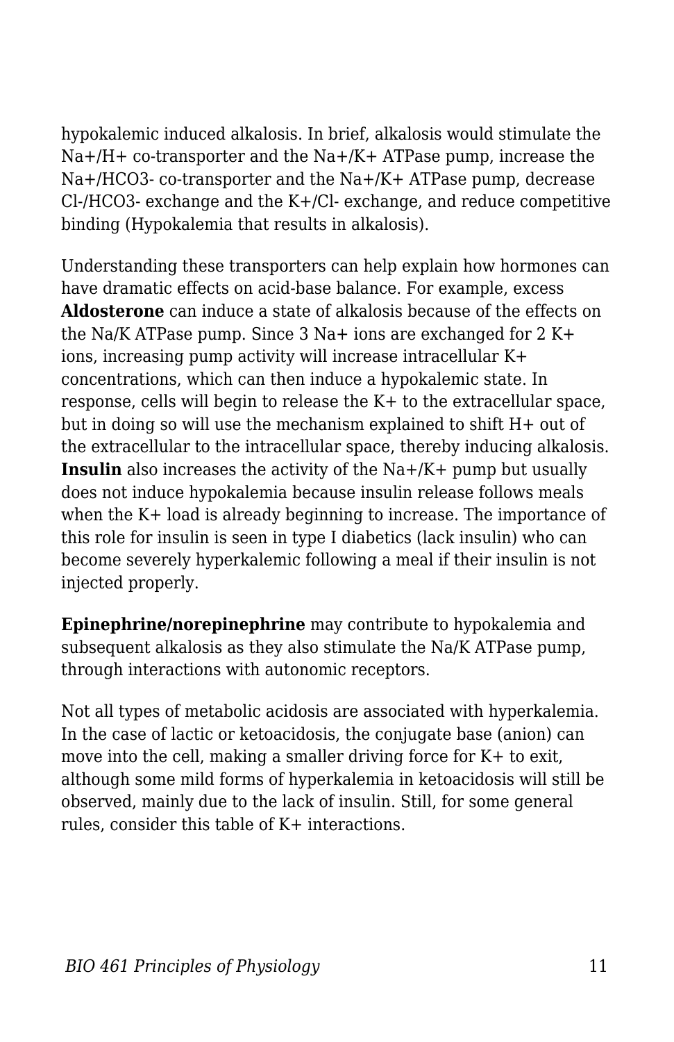hypokalemic induced alkalosis. In brief, alkalosis would stimulate the $Na^+/H^+$ co-transporter and the $Na^+/K^+$ ATPase pump, increase the $Na^+/HCO_3^-$ co-transporter and the $Na^+/K^+$ ATPase pump, decrease $Cl^-/HCO_3^-$ exchange and the $K^+/Cl^-$ exchange, and reduce competitive binding (Hypokalemia that results in alkalosis).

Understanding these transporters can help explain how hormones can have dramatic effects on acid-base balance. For example, excess **Aldosterone** can induce a state of alkalosis because of the effects on the Na/K ATPase pump. Since 3 $Na^+$ ions are exchanged for 2 $K^+$ ions, increasing pump activity will increase intracellular $K^+$ concentrations, which can then induce a hypokalemic state. In response, cells will begin to release the $K^+$ to the extracellular space, but in doing so will use the mechanism explained to shift $H^+$ out of the extracellular to the intracellular space, thereby inducing alkalosis. **Insulin** also increases the activity of the $Na^+/K^+$ pump but usually does not induce hypokalemia because insulin release follows meals when the $K^+$ load is already beginning to increase. The importance of this role for insulin is seen in type I diabetics (lack insulin) who can become severely hyperkalemic following a meal if their insulin is not injected properly.

**Epinephrine/norepinephrine** may contribute to hypokalemia and subsequent alkalosis as they also stimulate the Na/K ATPase pump, through interactions with autonomic receptors.

Not all types of metabolic acidosis are associated with hyperkalemia. In the case of lactic or ketoacidosis, the conjugate base (anion) can move into the cell, making a smaller driving force for $K^+$ to exit, although some mild forms of hyperkalemia in ketoacidosis will still be observed, mainly due to the lack of insulin. Still, for some general rules, consider this table of $K^+$ interactions.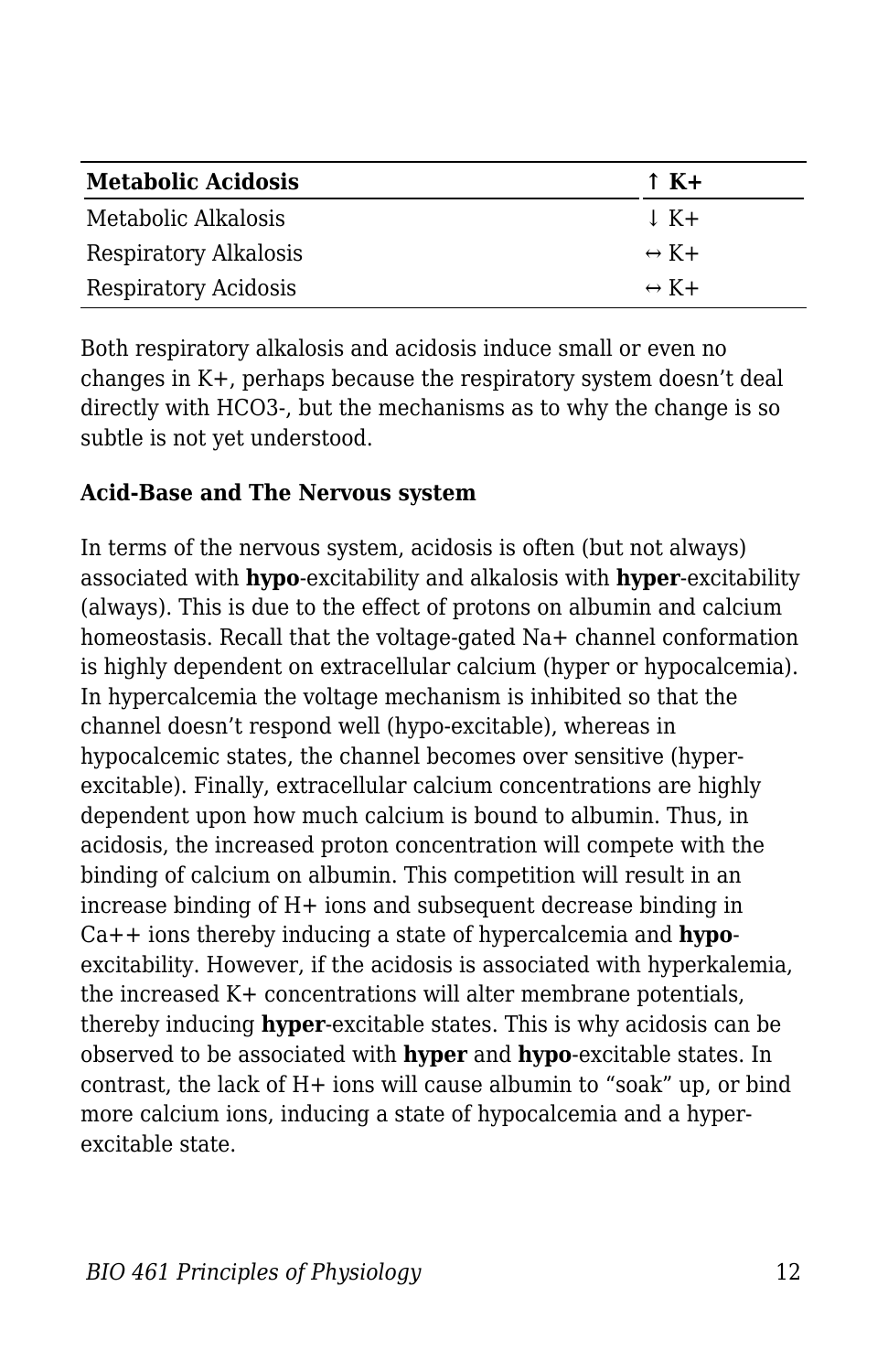| **Metabolic Acidosis** | **↑ K+** |
|---|---|
| Metabolic Alkalosis | ↓ K+ |
| Respiratory Alkalosis | ↔ K+ |
| Respiratory Acidosis | ↔ K+ |

Both respiratory alkalosis and acidosis induce small or even no changes in K+, perhaps because the respiratory system doesn't deal directly with HCO3-, but the mechanisms as to why the change is so subtle is not yet understood.

**Acid-Base and The Nervous system**

In terms of the nervous system, acidosis is often (but not always) associated with **hypo**-excitability and alkalosis with **hyper**-excitability (always). This is due to the effect of protons on albumin and calcium homeostasis. Recall that the voltage-gated Na+ channel conformation is highly dependent on extracellular calcium (hyper or hypocalcemia). In hypercalcemia the voltage mechanism is inhibited so that the channel doesn't respond well (hypo-excitable), whereas in hypocalcemic states, the channel becomes over sensitive (hyper-excitable). Finally, extracellular calcium concentrations are highly dependent upon how much calcium is bound to albumin. Thus, in acidosis, the increased proton concentration will compete with the binding of calcium on albumin. This competition will result in an increase binding of H+ ions and subsequent decrease binding in Ca++ ions thereby inducing a state of hypercalcemia and **hypo**-excitability. However, if the acidosis is associated with hyperkalemia, the increased K+ concentrations will alter membrane potentials, thereby inducing **hyper**-excitable states. This is why acidosis can be observed to be associated with **hyper** and **hypo**-excitable states. In contrast, the lack of H+ ions will cause albumin to "soak" up, or bind more calcium ions, inducing a state of hypocalcemia and a hyper-excitable state.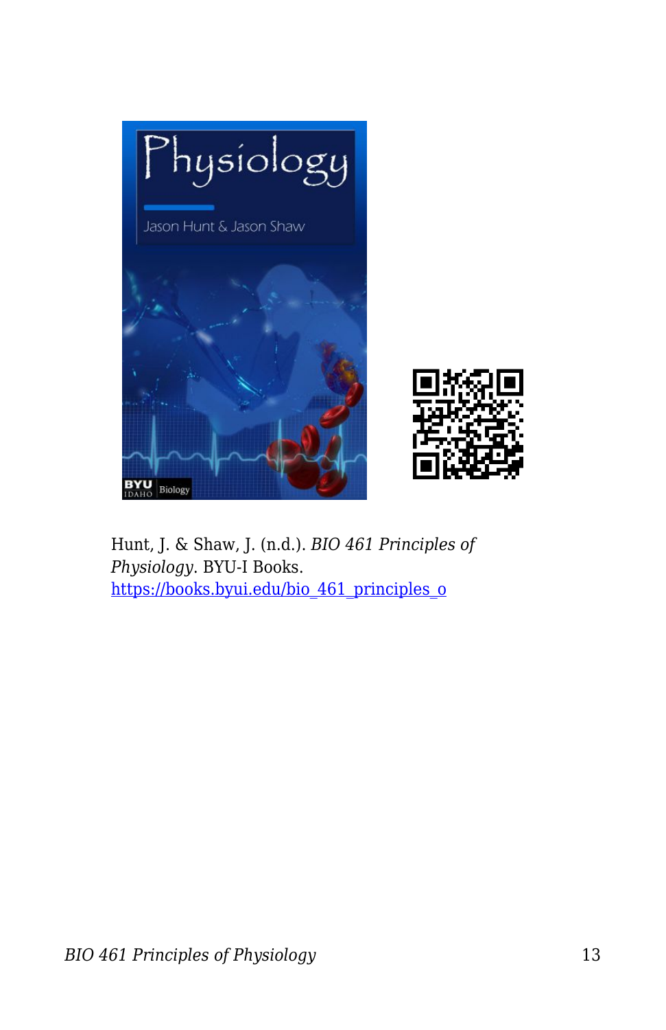Hunt, J. & Shaw, J. (n.d.). *BIO 461 Principles of Physiology*. BYU-I Books. [https://books.byui.edu/bio_461_principles_o](https://books.byui.edu/bio_461_principles_o)